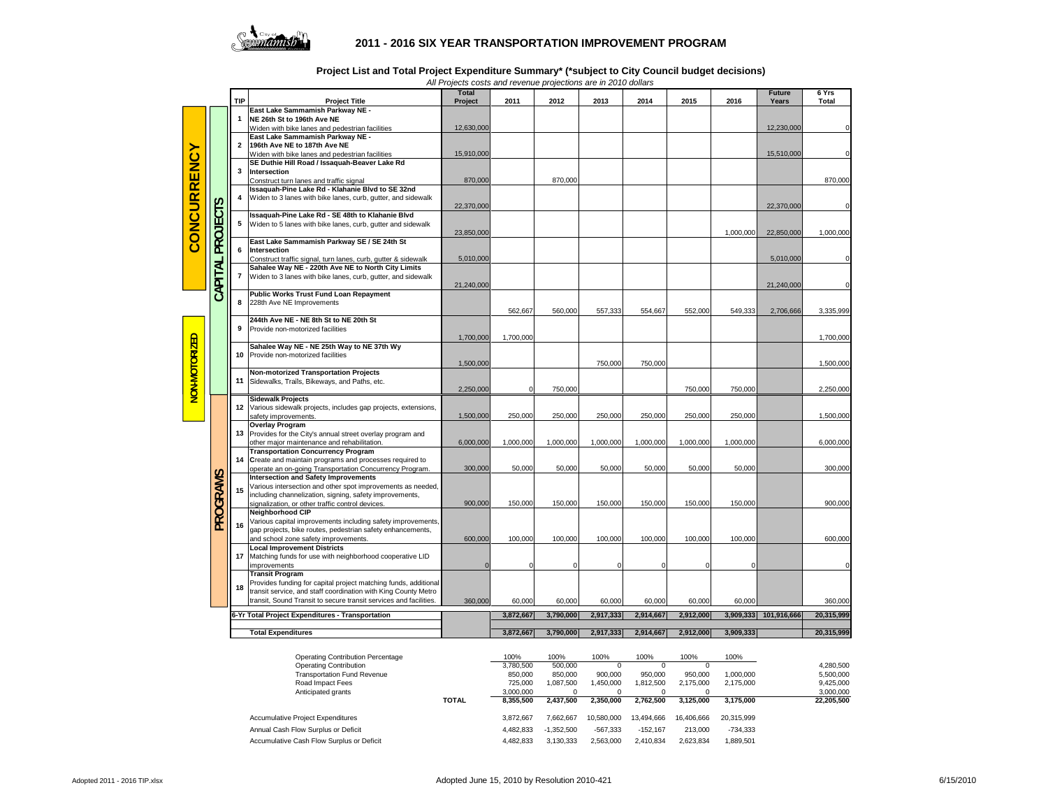# 2011 - 2016 SIX YEAR TRANSPORTATION IMPROVEMENT PROGRAM

## Project List and Total Project Expenditure Summary* (*subject to City Council budget decisions)

*All Projects costs and revenue projections are in 2010 dollars*

| Category | Subcategory | TIP | Project Title | Total Project | 2011 | 2012 | 2013 | 2014 | 2015 | 2016 | Future Years | 6 Yrs Total |
|---|---|---|---|---|---|---|---|---|---|---|---|---|
| CONCURRENCY | CAPITAL PROJECTS | 1 | **East Lake Sammamish Parkway NE - NE 26th St to 196th Ave NE** Widen with bike lanes and pedestrian facilities | 12,630,000 | | | | | | | 12,230,000 | 0 |
| CONCURRENCY | CAPITAL PROJECTS | 2 | **East Lake Sammamish Parkway NE - 196th Ave NE to 187th Ave NE** Widen with bike lanes and pedestrian facilities | 15,910,000 | | | | | | | 15,510,000 | 0 |
| CONCURRENCY | CAPITAL PROJECTS | 3 | **SE Duthie Hill Road / Issaquah-Beaver Lake Rd Intersection** Construct turn lanes and traffic signal | 870,000 | | 870,000 | | | | | | 870,000 |
| CONCURRENCY | CAPITAL PROJECTS | 4 | **Issaquah-Pine Lake Rd - Klahanie Blvd to SE 32nd** Widen to 3 lanes with bike lanes, curb, gutter, and sidewalk | 22,370,000 | | | | | | | 22,370,000 | 0 |
| CONCURRENCY | CAPITAL PROJECTS | 5 | **Issaquah-Pine Lake Rd - SE 48th to Klahanie Blvd** Widen to 5 lanes with bike lanes, curb, gutter and sidewalk | 23,850,000 | | | | | | 1,000,000 | 22,850,000 | 1,000,000 |
| CONCURRENCY | CAPITAL PROJECTS | 6 | **East Lake Sammamish Parkway SE / SE 24th St Intersection** Construct traffic signal, turn lanes, curb, gutter & sidewalk | 5,010,000 | | | | | | | 5,010,000 | 0 |
| CONCURRENCY | CAPITAL PROJECTS | 7 | **Sahalee Way NE - 220th Ave NE to North City Limits** Widen to 3 lanes with bike lanes, curb, gutter, and sidewalk | 21,240,000 | | | | | | | 21,240,000 | 0 |
| CONCURRENCY | CAPITAL PROJECTS | 8 | **Public Works Trust Fund Loan Repayment** 228th Ave NE Improvements | | 562,667 | 560,000 | 557,333 | 554,667 | 552,000 | 549,333 | 2,706,666 | 3,335,999 |
| NON-MOTORIZED | CAPITAL PROJECTS | 9 | **244th Ave NE - NE 8th St to NE 20th St** Provide non-motorized facilities | 1,700,000 | 1,700,000 | | | | | | | 1,700,000 |
| NON-MOTORIZED | CAPITAL PROJECTS | 10 | **Sahalee Way NE - NE 25th Way to NE 37th Wy** Provide non-motorized facilities | 1,500,000 | | | 750,000 | 750,000 | | | | 1,500,000 |
| NON-MOTORIZED | CAPITAL PROJECTS | 11 | **Non-motorized Transportation Projects** Sidewalks, Trails, Bikeways, and Paths, etc. | 2,250,000 | 0 | 750,000 | | | 750,000 | 750,000 | | 2,250,000 |
| NON-MOTORIZED | PROGRAMS | 12 | **Sidewalk Projects** Various sidewalk projects, includes gap projects, extensions, safety improvements. | 1,500,000 | 250,000 | 250,000 | 250,000 | 250,000 | 250,000 | 250,000 | | 1,500,000 |
| | PROGRAMS | 13 | **Overlay Program** Provides for the City's annual street overlay program and other major maintenance and rehabilitation. | 6,000,000 | 1,000,000 | 1,000,000 | 1,000,000 | 1,000,000 | 1,000,000 | 1,000,000 | | 6,000,000 |
| | PROGRAMS | 14 | **Transportation Concurrency Program** Create and maintain programs and processes required to operate an on-going Transportation Concurrency Program. | 300,000 | 50,000 | 50,000 | 50,000 | 50,000 | 50,000 | 50,000 | | 300,000 |
| | PROGRAMS | 15 | **Intersection and Safety Improvements** Various intersection and other spot improvements as needed, including channelization, signing, safety improvements, signalization, or other traffic control devices. | 900,000 | 150,000 | 150,000 | 150,000 | 150,000 | 150,000 | 150,000 | | 900,000 |
| | PROGRAMS | 16 | **Neighborhood CIP** Various capital improvements including safety improvements, gap projects, bike routes, pedestrian safety enhancements, and school zone safety improvements. | 600,000 | 100,000 | 100,000 | 100,000 | 100,000 | 100,000 | 100,000 | | 600,000 |
| | PROGRAMS | 17 | **Local Improvement Districts** Matching funds for use with neighborhood cooperative LID improvements | 0 | 0 | 0 | 0 | 0 | 0 | 0 | | 0 |
| | PROGRAMS | 18 | **Transit Program** Provides funding for capital project matching funds, additional transit service, and staff coordination with King County Metro transit, Sound Transit to secure transit services and facilities. | 360,000 | 60,000 | 60,000 | 60,000 | 60,000 | 60,000 | 60,000 | | 360,000 |
| | | | **6-Yr Total Project Expenditures - Transportation** | | **3,872,667** | **3,790,000** | **2,917,333** | **2,914,667** | **2,912,000** | **3,909,333** | **101,916,666** | **20,315,999** |
| | | | **Total Expenditures** | | **3,872,667** | **3,790,000** | **2,917,333** | **2,914,667** | **2,912,000** | **3,909,333** | | **20,315,999** |

| | | 2011 | 2012 | 2013 | 2014 | 2015 | 2016 | 6 Yrs Total |
|---|---|---|---|---|---|---|---|---|
| Operating Contribution Percentage | | 100% | 100% | 100% | 100% | 100% | 100% | |
| Operating Contribution | | 3,780,500 | 500,000 | 0 | 0 | 0 | | 4,280,500 |
| Transportation Fund Revenue | | 850,000 | 850,000 | 900,000 | 950,000 | 950,000 | 1,000,000 | 5,500,000 |
| Road Impact Fees | | 725,000 | 1,087,500 | 1,450,000 | 1,812,500 | 2,175,000 | 2,175,000 | 9,425,000 |
| Anticipated grants | | 3,000,000 | 0 | 0 | 0 | 0 | | 3,000,000 |
| | **TOTAL** | **8,355,500** | **2,437,500** | **2,350,000** | **2,762,500** | **3,125,000** | **3,175,000** | **22,205,500** |
| Accumulative Project Expenditures | | 3,872,667 | 7,662,667 | 10,580,000 | 13,494,666 | 16,406,666 | 20,315,999 | |
| Annual Cash Flow Surplus or Deficit | | 4,482,833 | -1,352,500 | -567,333 | -152,167 | 213,000 | -734,333 | |
| Accumulative Cash Flow Surplus or Deficit | | 4,482,833 | 3,130,333 | 2,563,000 | 2,410,834 | 2,623,834 | 1,889,501 | |

Adopted June 15, 2010 by Resolution 2010-421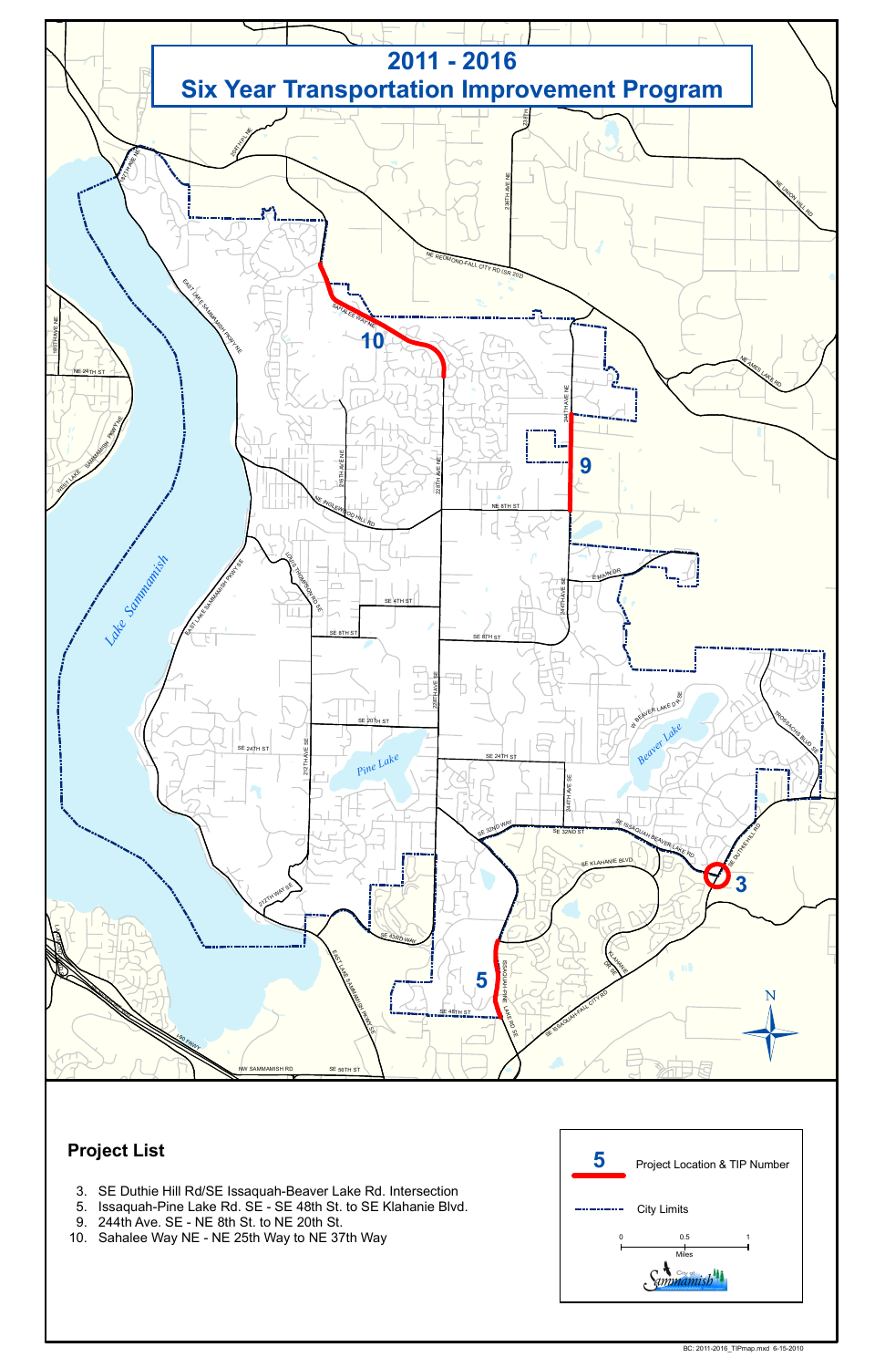# 2011 - 2016
# Six Year Transportation Improvement Program

Lake Sammamish

Pine Lake

Beaver Lake

10

9

5

3

N

## Project List

3. SE Duthie Hill Rd/SE Issaquah-Beaver Lake Rd. Intersection
5. Issaquah-Pine Lake Rd. SE - SE 48th St. to SE Klahanie Blvd.
9. 244th Ave. SE - NE 8th St. to NE 20th St.
10. Sahalee Way NE - NE 25th Way to NE 37th Way

5 Project Location & TIP Number

City Limits

0 0.5 1
Miles

City of Sammamish

BC: 2011-2016_TIPmap.mxd 6-15-2010